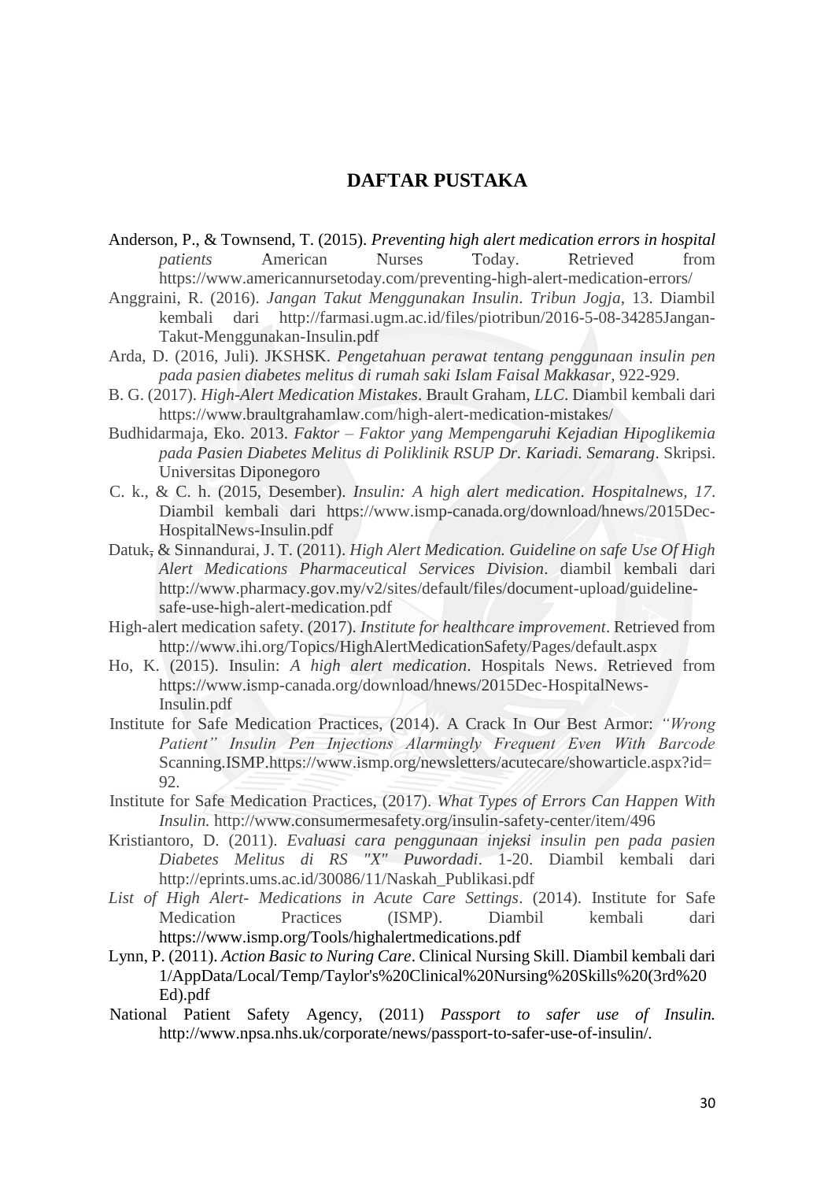# DAFTAR PUSTAKA

Anderson, P., & Townsend, T. (2015). *Preventing high alert medication errors in hospital patients* American Nurses Today. Retrieved from https://www.americannursetoday.com/preventing-high-alert-medication-errors/

Anggraini, R. (2016). *Jangan Takut Menggunakan Insulin*. *Tribun Jogja*, 13. Diambil kembali dari http://farmasi.ugm.ac.id/files/piotribun/2016-5-08-34285Jangan-Takut-Menggunakan-Insulin.pdf

Arda, D. (2016, Juli). JKSHSK. *Pengetahuan perawat tentang penggunaan insulin pen pada pasien diabetes melitus di rumah saki Islam Faisal Makkasar*, 922-929.

B. G. (2017). *High-Alert Medication Mistakes*. Brault Graham, *LLC*. Diambil kembali dari https://www.braultgrahamlaw.com/high-alert-medication-mistakes/

Budhidarmaja, Eko. 2013. *Faktor – Faktor yang Mempengaruhi Kejadian Hipoglikemia pada Pasien Diabetes Melitus di Poliklinik RSUP Dr. Kariadi. Semarang*. Skripsi. Universitas Diponegoro

C. k., & C. h. (2015, Desember). *Insulin: A high alert medication*. *Hospitalnews*, *17*. Diambil kembali dari https://www.ismp-canada.org/download/hnews/2015Dec-HospitalNews-Insulin.pdf

Datuk, & Sinnandurai, J. T. (2011). *High Alert Medication. Guideline on safe Use Of High Alert Medications Pharmaceutical Services Division*. diambil kembali dari http://www.pharmacy.gov.my/v2/sites/default/files/document-upload/guideline-safe-use-high-alert-medication.pdf

High-alert medication safety. (2017). *Institute for healthcare improvement*. Retrieved from http://www.ihi.org/Topics/HighAlertMedicationSafety/Pages/default.aspx

Ho, K. (2015). Insulin: *A high alert medication*. Hospitals News. Retrieved from https://www.ismp-canada.org/download/hnews/2015Dec-HospitalNews-Insulin.pdf

Institute for Safe Medication Practices, (2014). A Crack In Our Best Armor: *"Wrong Patient" Insulin Pen Injections Alarmingly Frequent Even With Barcode* Scanning.ISMP.https://www.ismp.org/newsletters/acutecare/showarticle.aspx?id=92.

Institute for Safe Medication Practices, (2017). *What Types of Errors Can Happen With Insulin.* http://www.consumermesafety.org/insulin-safety-center/item/496

Kristiantoro, D. (2011). *Evaluasi cara penggunaan injeksi insulin pen pada pasien Diabetes Melitus di RS "X" Puwordadi*. 1-20. Diambil kembali dari http://eprints.ums.ac.id/30086/11/Naskah_Publikasi.pdf

*List of High Alert- Medications in Acute Care Settings*. (2014). Institute for Safe Medication Practices (ISMP). Diambil kembali dari https://www.ismp.org/Tools/highalertmedications.pdf

Lynn, P. (2011). *Action Basic to Nuring Care*. Clinical Nursing Skill. Diambil kembali dari 1/AppData/Local/Temp/Taylor's%20Clinical%20Nursing%20Skills%20(3rd%20Ed).pdf

National Patient Safety Agency, (2011) *Passport to safer use of Insulin.* http://www.npsa.nhs.uk/corporate/news/passport-to-safer-use-of-insulin/.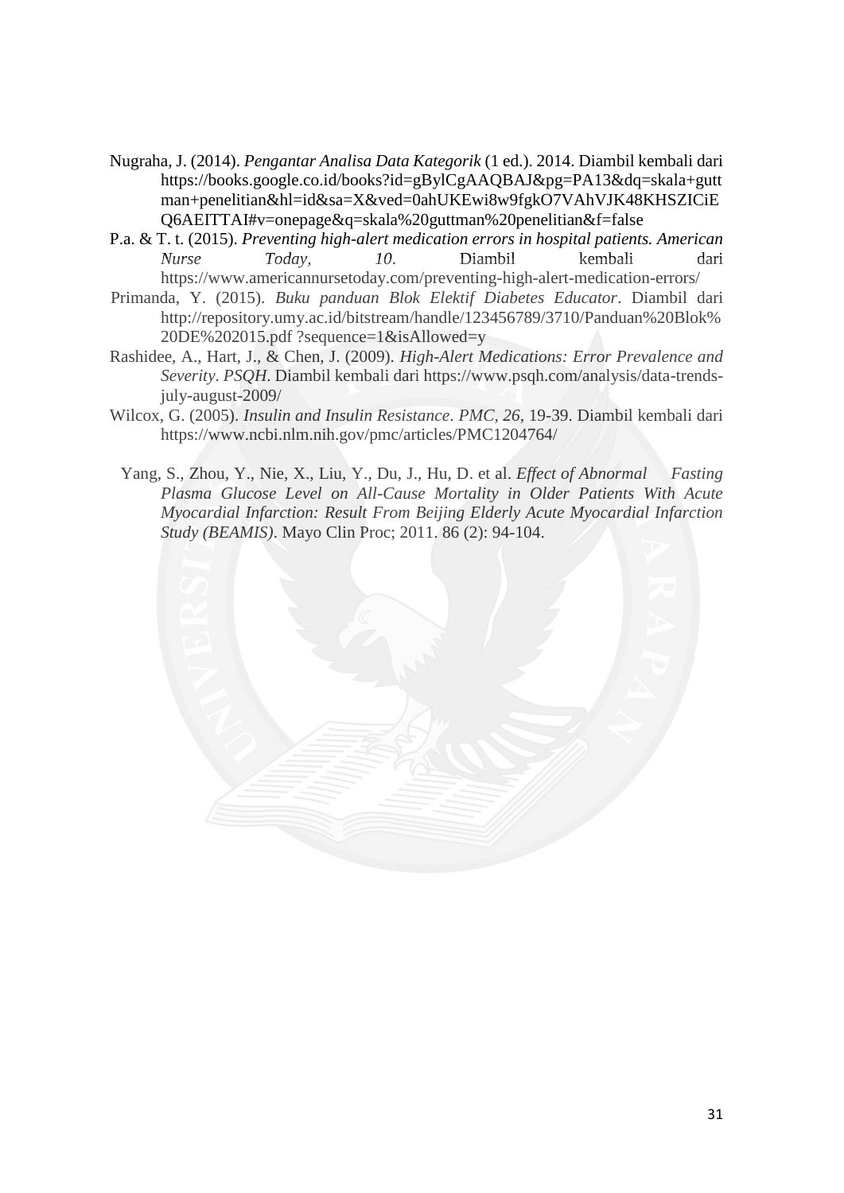Nugraha, J. (2014). *Pengantar Analisa Data Kategorik* (1 ed.). 2014. Diambil kembali dari https://books.google.co.id/books?id=gBylCgAAQBAJ&pg=PA13&dq=skala+guttman+penelitian&hl=id&sa=X&ved=0ahUKEwi8w9fgkO7VAhVJK48KHSZICiEQ6AEITTAI#v=onepage&q=skala%20guttman%20penelitian&f=false

P.a. & T. t. (2015). *Preventing high-alert medication errors in hospital patients. American Nurse Today, 10*. Diambil kembali dari https://www.americannursetoday.com/preventing-high-alert-medication-errors/

Primanda, Y. (2015). *Buku panduan Blok Elektif Diabetes Educator*. Diambil dari http://repository.umy.ac.id/bitstream/handle/123456789/3710/Panduan%20Blok%20DE%202015.pdf ?sequence=1&isAllowed=y

Rashidee, A., Hart, J., & Chen, J. (2009). *High-Alert Medications: Error Prevalence and Severity*. *PSQH*. Diambil kembali dari https://www.psqh.com/analysis/data-trends-july-august-2009/

Wilcox, G. (2005). *Insulin and Insulin Resistance*. *PMC, 26*, 19-39. Diambil kembali dari https://www.ncbi.nlm.nih.gov/pmc/articles/PMC1204764/

Yang, S., Zhou, Y., Nie, X., Liu, Y., Du, J., Hu, D. et al. *Effect of Abnormal Fasting Plasma Glucose Level on All-Cause Mortality in Older Patients With Acute Myocardial Infarction: Result From Beijing Elderly Acute Myocardial Infarction Study (BEAMIS)*. Mayo Clin Proc; 2011. 86 (2): 94-104.